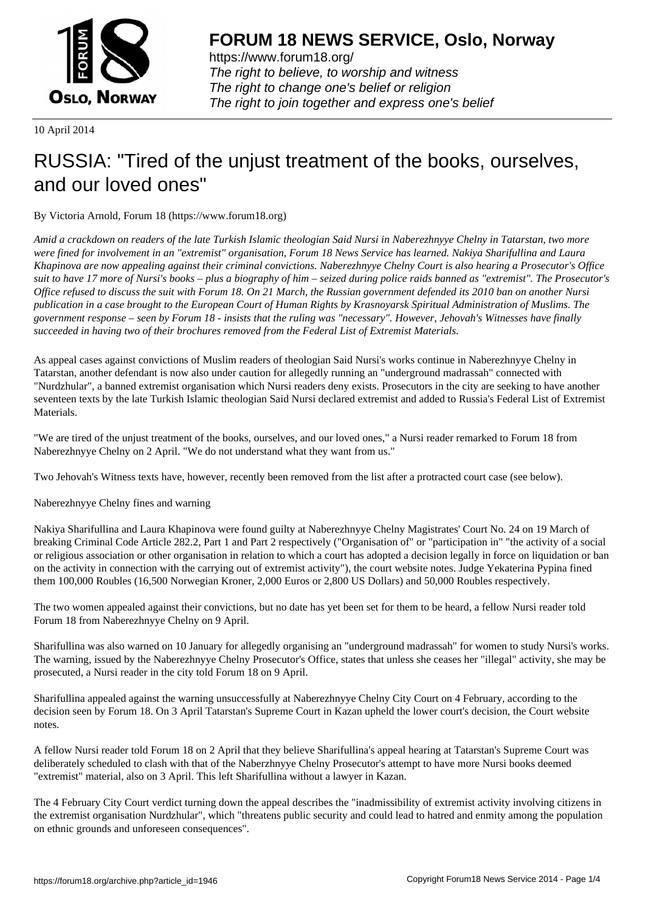# FORUM 18 NEWS SERVICE, Oslo, Norway

https://www.forum18.org/
*The right to believe, to worship and witness*
*The right to change one's belief or religion*
*The right to join together and express one's belief*

10 April 2014

# RUSSIA: "Tired of the unjust treatment of the books, ourselves, and our loved ones"

By Victoria Arnold, Forum 18 (https://www.forum18.org)

*Amid a crackdown on readers of the late Turkish Islamic theologian Said Nursi in Naberezhnyye Chelny in Tatarstan, two more were fined for involvement in an "extremist" organisation, Forum 18 News Service has learned. Nakiya Sharifullina and Laura Khapinova are now appealing against their criminal convictions. Naberezhnyye Chelny Court is also hearing a Prosecutor's Office suit to have 17 more of Nursi's books – plus a biography of him – seized during police raids banned as "extremist". The Prosecutor's Office refused to discuss the suit with Forum 18. On 21 March, the Russian government defended its 2010 ban on another Nursi publication in a case brought to the European Court of Human Rights by Krasnoyarsk Spiritual Administration of Muslims. The government response – seen by Forum 18 - insists that the ruling was "necessary". However, Jehovah's Witnesses have finally succeeded in having two of their brochures removed from the Federal List of Extremist Materials.*

As appeal cases against convictions of Muslim readers of theologian Said Nursi's works continue in Naberezhnyye Chelny in Tatarstan, another defendant is now also under caution for allegedly running an "underground madrassah" connected with "Nurdzhular", a banned extremist organisation which Nursi readers deny exists. Prosecutors in the city are seeking to have another seventeen texts by the late Turkish Islamic theologian Said Nursi declared extremist and added to Russia's Federal List of Extremist Materials.

"We are tired of the unjust treatment of the books, ourselves, and our loved ones," a Nursi reader remarked to Forum 18 from Naberezhnyye Chelny on 2 April. "We do not understand what they want from us."

Two Jehovah's Witness texts have, however, recently been removed from the list after a protracted court case (see below).

Naberezhnyye Chelny fines and warning

Nakiya Sharifullina and Laura Khapinova were found guilty at Naberezhnyye Chelny Magistrates' Court No. 24 on 19 March of breaking Criminal Code Article 282.2, Part 1 and Part 2 respectively ("Organisation of" or "participation in" "the activity of a social or religious association or other organisation in relation to which a court has adopted a decision legally in force on liquidation or ban on the activity in connection with the carrying out of extremist activity"), the court website notes. Judge Yekaterina Pypina fined them 100,000 Roubles (16,500 Norwegian Kroner, 2,000 Euros or 2,800 US Dollars) and 50,000 Roubles respectively.

The two women appealed against their convictions, but no date has yet been set for them to be heard, a fellow Nursi reader told Forum 18 from Naberezhnyye Chelny on 9 April.

Sharifullina was also warned on 10 January for allegedly organising an "underground madrassah" for women to study Nursi's works. The warning, issued by the Naberezhnyye Chelny Prosecutor's Office, states that unless she ceases her "illegal" activity, she may be prosecuted, a Nursi reader in the city told Forum 18 on 9 April.

Sharifullina appealed against the warning unsuccessfully at Naberezhnyye Chelny City Court on 4 February, according to the decision seen by Forum 18. On 3 April Tatarstan's Supreme Court in Kazan upheld the lower court's decision, the Court website notes.

A fellow Nursi reader told Forum 18 on 2 April that they believe Sharifullina's appeal hearing at Tatarstan's Supreme Court was deliberately scheduled to clash with that of the Naberzhnyye Chelny Prosecutor's attempt to have more Nursi books deemed "extremist" material, also on 3 April. This left Sharifullina without a lawyer in Kazan.

The 4 February City Court verdict turning down the appeal describes the "inadmissibility of extremist activity involving citizens in the extremist organisation Nurdzhular", which "threatens public security and could lead to hatred and enmity among the population on ethnic grounds and unforeseen consequences".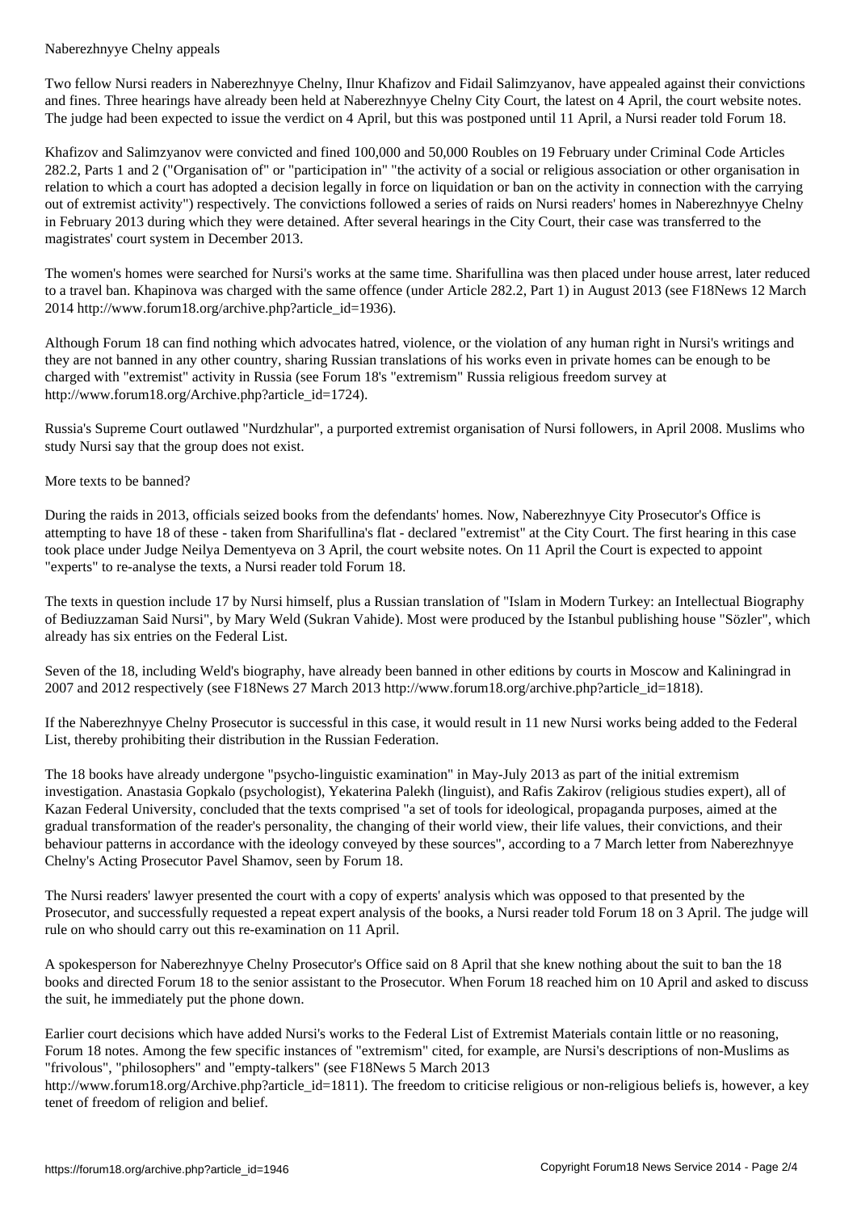## Naberezhnyye Chelny appeals

Two fellow Nursi readers in Naberezhnyye Chelny, Ilnur Khafizov and Fidail Salimzyanov, have appealed against their convictions and fines. Three hearings have already been held at Naberezhnyye Chelny City Court, the latest on 4 April, the court website notes. The judge had been expected to issue the verdict on 4 April, but this was postponed until 11 April, a Nursi reader told Forum 18.

Khafizov and Salimzyanov were convicted and fined 100,000 and 50,000 Roubles on 19 February under Criminal Code Articles 282.2, Parts 1 and 2 ("Organisation of" or "participation in" "the activity of a social or religious association or other organisation in relation to which a court has adopted a decision legally in force on liquidation or ban on the activity in connection with the carrying out of extremist activity") respectively. The convictions followed a series of raids on Nursi readers' homes in Naberezhnyye Chelny in February 2013 during which they were detained. After several hearings in the City Court, their case was transferred to the magistrates' court system in December 2013.

The women's homes were searched for Nursi's works at the same time. Sharifullina was then placed under house arrest, later reduced to a travel ban. Khapinova was charged with the same offence (under Article 282.2, Part 1) in August 2013 (see F18News 12 March 2014 http://www.forum18.org/archive.php?article_id=1936).

Although Forum 18 can find nothing which advocates hatred, violence, or the violation of any human right in Nursi's writings and they are not banned in any other country, sharing Russian translations of his works even in private homes can be enough to be charged with "extremist" activity in Russia (see Forum 18's "extremism" Russia religious freedom survey at http://www.forum18.org/Archive.php?article_id=1724).

Russia's Supreme Court outlawed "Nurdzhular", a purported extremist organisation of Nursi followers, in April 2008. Muslims who study Nursi say that the group does not exist.

## More texts to be banned?

During the raids in 2013, officials seized books from the defendants' homes. Now, Naberezhnyye City Prosecutor's Office is attempting to have 18 of these - taken from Sharifullina's flat - declared "extremist" at the City Court. The first hearing in this case took place under Judge Neilya Dementyeva on 3 April, the court website notes. On 11 April the Court is expected to appoint "experts" to re-analyse the texts, a Nursi reader told Forum 18.

The texts in question include 17 by Nursi himself, plus a Russian translation of "Islam in Modern Turkey: an Intellectual Biography of Bediuzzaman Said Nursi", by Mary Weld (Sukran Vahide). Most were produced by the Istanbul publishing house "Sözler", which already has six entries on the Federal List.

Seven of the 18, including Weld's biography, have already been banned in other editions by courts in Moscow and Kaliningrad in 2007 and 2012 respectively (see F18News 27 March 2013 http://www.forum18.org/archive.php?article_id=1818).

If the Naberezhnyye Chelny Prosecutor is successful in this case, it would result in 11 new Nursi works being added to the Federal List, thereby prohibiting their distribution in the Russian Federation.

The 18 books have already undergone "psycho-linguistic examination" in May-July 2013 as part of the initial extremism investigation. Anastasia Gopkalo (psychologist), Yekaterina Palekh (linguist), and Rafis Zakirov (religious studies expert), all of Kazan Federal University, concluded that the texts comprised "a set of tools for ideological, propaganda purposes, aimed at the gradual transformation of the reader's personality, the changing of their world view, their life values, their convictions, and their behaviour patterns in accordance with the ideology conveyed by these sources", according to a 7 March letter from Naberezhnyye Chelny's Acting Prosecutor Pavel Shamov, seen by Forum 18.

The Nursi readers' lawyer presented the court with a copy of experts' analysis which was opposed to that presented by the Prosecutor, and successfully requested a repeat expert analysis of the books, a Nursi reader told Forum 18 on 3 April. The judge will rule on who should carry out this re-examination on 11 April.

A spokesperson for Naberezhnyye Chelny Prosecutor's Office said on 8 April that she knew nothing about the suit to ban the 18 books and directed Forum 18 to the senior assistant to the Prosecutor. When Forum 18 reached him on 10 April and asked to discuss the suit, he immediately put the phone down.

Earlier court decisions which have added Nursi's works to the Federal List of Extremist Materials contain little or no reasoning, Forum 18 notes. Among the few specific instances of "extremism" cited, for example, are Nursi's descriptions of non-Muslims as "frivolous", "philosophers" and "empty-talkers" (see F18News 5 March 2013 http://www.forum18.org/Archive.php?article_id=1811). The freedom to criticise religious or non-religious beliefs is, however, a key tenet of freedom of religion and belief.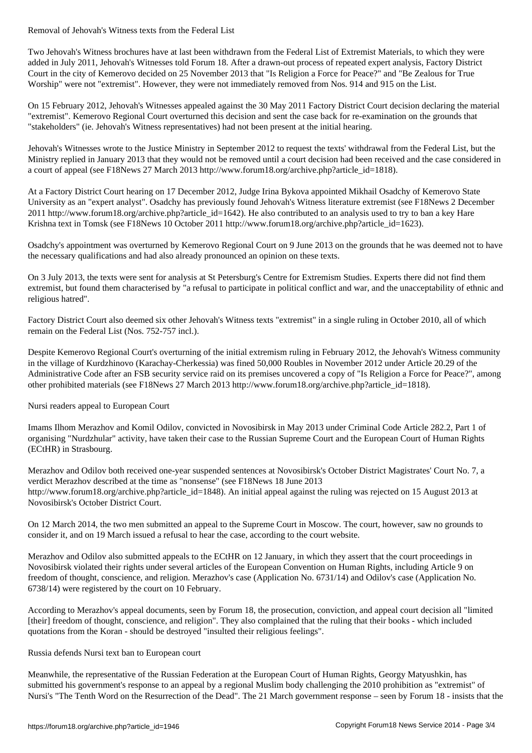Removal of Jehovah's Witness texts from the Federal List

Two Jehovah's Witness brochures have at last been withdrawn from the Federal List of Extremist Materials, to which they were added in July 2011, Jehovah's Witnesses told Forum 18. After a drawn-out process of repeated expert analysis, Factory District Court in the city of Kemerovo decided on 25 November 2013 that "Is Religion a Force for Peace?" and "Be Zealous for True Worship" were not "extremist". However, they were not immediately removed from Nos. 914 and 915 on the List.

On 15 February 2012, Jehovah's Witnesses appealed against the 30 May 2011 Factory District Court decision declaring the material "extremist". Kemerovo Regional Court overturned this decision and sent the case back for re-examination on the grounds that "stakeholders" (ie. Jehovah's Witness representatives) had not been present at the initial hearing.

Jehovah's Witnesses wrote to the Justice Ministry in September 2012 to request the texts' withdrawal from the Federal List, but the Ministry replied in January 2013 that they would not be removed until a court decision had been received and the case considered in a court of appeal (see F18News 27 March 2013 http://www.forum18.org/archive.php?article_id=1818).

At a Factory District Court hearing on 17 December 2012, Judge Irina Bykova appointed Mikhail Osadchy of Kemerovo State University as an "expert analyst". Osadchy has previously found Jehovah's Witness literature extremist (see F18News 2 December 2011 http://www.forum18.org/archive.php?article_id=1642). He also contributed to an analysis used to try to ban a key Hare Krishna text in Tomsk (see F18News 10 October 2011 http://www.forum18.org/archive.php?article_id=1623).

Osadchy's appointment was overturned by Kemerovo Regional Court on 9 June 2013 on the grounds that he was deemed not to have the necessary qualifications and had also already pronounced an opinion on these texts.

On 3 July 2013, the texts were sent for analysis at St Petersburg's Centre for Extremism Studies. Experts there did not find them extremist, but found them characterised by "a refusal to participate in political conflict and war, and the unacceptability of ethnic and religious hatred".

Factory District Court also deemed six other Jehovah's Witness texts "extremist" in a single ruling in October 2010, all of which remain on the Federal List (Nos. 752-757 incl.).

Despite Kemerovo Regional Court's overturning of the initial extremism ruling in February 2012, the Jehovah's Witness community in the village of Kurdzhinovo (Karachay-Cherkessia) was fined 50,000 Roubles in November 2012 under Article 20.29 of the Administrative Code after an FSB security service raid on its premises uncovered a copy of "Is Religion a Force for Peace?", among other prohibited materials (see F18News 27 March 2013 http://www.forum18.org/archive.php?article_id=1818).

Nursi readers appeal to European Court

Imams Ilhom Merazhov and Komil Odilov, convicted in Novosibirsk in May 2013 under Criminal Code Article 282.2, Part 1 of organising "Nurdzhular" activity, have taken their case to the Russian Supreme Court and the European Court of Human Rights (ECtHR) in Strasbourg.

Merazhov and Odilov both received one-year suspended sentences at Novosibirsk's October District Magistrates' Court No. 7, a verdict Merazhov described at the time as "nonsense" (see F18News 18 June 2013 http://www.forum18.org/archive.php?article_id=1848). An initial appeal against the ruling was rejected on 15 August 2013 at Novosibirsk's October District Court.

On 12 March 2014, the two men submitted an appeal to the Supreme Court in Moscow. The court, however, saw no grounds to consider it, and on 19 March issued a refusal to hear the case, according to the court website.

Merazhov and Odilov also submitted appeals to the ECtHR on 12 January, in which they assert that the court proceedings in Novosibirsk violated their rights under several articles of the European Convention on Human Rights, including Article 9 on freedom of thought, conscience, and religion. Merazhov's case (Application No. 6731/14) and Odilov's case (Application No. 6738/14) were registered by the court on 10 February.

According to Merazhov's appeal documents, seen by Forum 18, the prosecution, conviction, and appeal court decision all "limited [their] freedom of thought, conscience, and religion". They also complained that the ruling that their books - which included quotations from the Koran - should be destroyed "insulted their religious feelings".

Russia defends Nursi text ban to European court

Meanwhile, the representative of the Russian Federation at the European Court of Human Rights, Georgy Matyushkin, has submitted his government's response to an appeal by a regional Muslim body challenging the 2010 prohibition as "extremist" of Nursi's "The Tenth Word on the Resurrection of the Dead". The 21 March government response – seen by Forum 18 - insists that the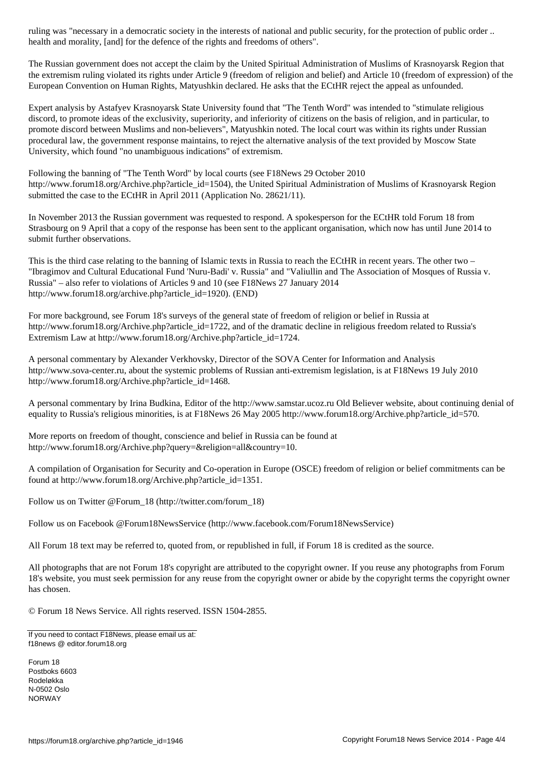ruling was "necessary in a democratic society in the interests of national and public security, for the protection of public order .. health and morality, [and] for the defence of the rights and freedoms of others".

The Russian government does not accept the claim by the United Spiritual Administration of Muslims of Krasnoyarsk Region that the extremism ruling violated its rights under Article 9 (freedom of religion and belief) and Article 10 (freedom of expression) of the European Convention on Human Rights, Matyushkin declared. He asks that the ECtHR reject the appeal as unfounded.

Expert analysis by Astafyev Krasnoyarsk State University found that "The Tenth Word" was intended to "stimulate religious discord, to promote ideas of the exclusivity, superiority, and inferiority of citizens on the basis of religion, and in particular, to promote discord between Muslims and non-believers", Matyushkin noted. The local court was within its rights under Russian procedural law, the government response maintains, to reject the alternative analysis of the text provided by Moscow State University, which found "no unambiguous indications" of extremism.

Following the banning of "The Tenth Word" by local courts (see F18News 29 October 2010 http://www.forum18.org/Archive.php?article_id=1504), the United Spiritual Administration of Muslims of Krasnoyarsk Region submitted the case to the ECtHR in April 2011 (Application No. 28621/11).

In November 2013 the Russian government was requested to respond. A spokesperson for the ECtHR told Forum 18 from Strasbourg on 9 April that a copy of the response has been sent to the applicant organisation, which now has until June 2014 to submit further observations.

This is the third case relating to the banning of Islamic texts in Russia to reach the ECtHR in recent years. The other two – "Ibragimov and Cultural Educational Fund 'Nuru-Badi' v. Russia" and "Valiullin and The Association of Mosques of Russia v. Russia" – also refer to violations of Articles 9 and 10 (see F18News 27 January 2014 http://www.forum18.org/archive.php?article_id=1920). (END)

For more background, see Forum 18's surveys of the general state of freedom of religion or belief in Russia at http://www.forum18.org/Archive.php?article_id=1722, and of the dramatic decline in religious freedom related to Russia's Extremism Law at http://www.forum18.org/Archive.php?article_id=1724.

A personal commentary by Alexander Verkhovsky, Director of the SOVA Center for Information and Analysis http://www.sova-center.ru, about the systemic problems of Russian anti-extremism legislation, is at F18News 19 July 2010 http://www.forum18.org/Archive.php?article_id=1468.

A personal commentary by Irina Budkina, Editor of the http://www.samstar.ucoz.ru Old Believer website, about continuing denial of equality to Russia's religious minorities, is at F18News 26 May 2005 http://www.forum18.org/Archive.php?article_id=570.

More reports on freedom of thought, conscience and belief in Russia can be found at http://www.forum18.org/Archive.php?query=&religion=all&country=10.

A compilation of Organisation for Security and Co-operation in Europe (OSCE) freedom of religion or belief commitments can be found at http://www.forum18.org/Archive.php?article_id=1351.

Follow us on Twitter @Forum_18 (http://twitter.com/forum_18)

Follow us on Facebook @Forum18NewsService (http://www.facebook.com/Forum18NewsService)

All Forum 18 text may be referred to, quoted from, or republished in full, if Forum 18 is credited as the source.

All photographs that are not Forum 18's copyright are attributed to the copyright owner. If you reuse any photographs from Forum 18's website, you must seek permission for any reuse from the copyright owner or abide by the copyright terms the copyright owner has chosen.

© Forum 18 News Service. All rights reserved. ISSN 1504-2855.

If you need to contact F18News, please email us at:
f18news @ editor.forum18.org

Forum 18
Postboks 6603
Rodeløkka
N-0502 Oslo
NORWAY